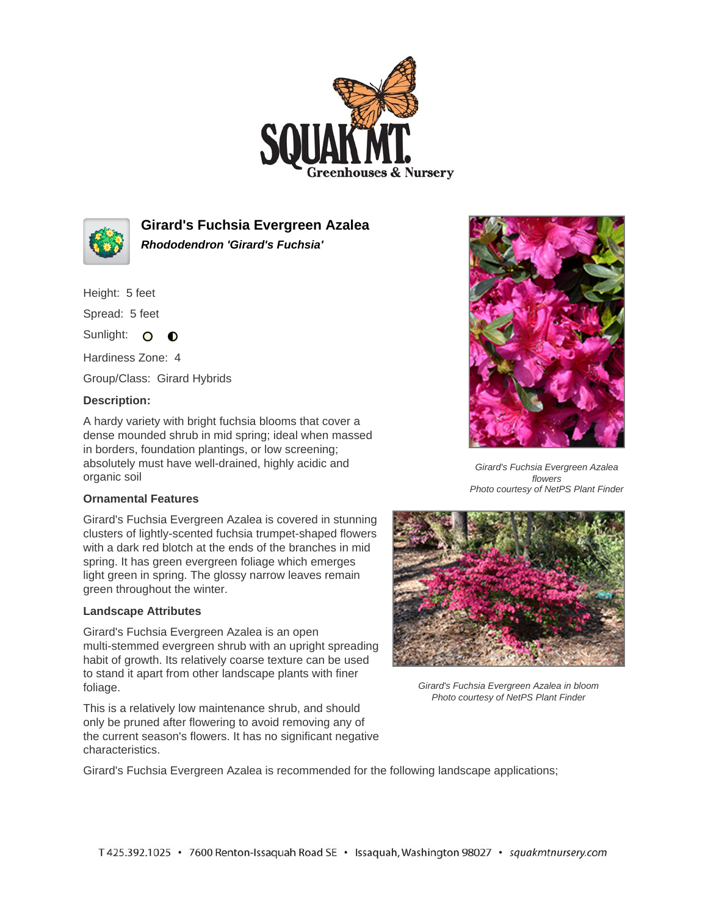# Girard's Fuchsia Evergreen Azalea

***Rhododendron 'Girard's Fuchsia'***

Height: 5 feet

Spread: 5 feet

Sunlight:

Hardiness Zone: 4

Group/Class: Girard Hybrids

**Description:**

A hardy variety with bright fuchsia blooms that cover a dense mounded shrub in mid spring; ideal when massed in borders, foundation plantings, or low screening; absolutely must have well-drained, highly acidic and organic soil

**Ornamental Features**

Girard's Fuchsia Evergreen Azalea is covered in stunning clusters of lightly-scented fuchsia trumpet-shaped flowers with a dark red blotch at the ends of the branches in mid spring. It has green evergreen foliage which emerges light green in spring. The glossy narrow leaves remain green throughout the winter.

*Girard's Fuchsia Evergreen Azalea flowers*
*Photo courtesy of NetPS Plant Finder*

**Landscape Attributes**

Girard's Fuchsia Evergreen Azalea is an open multi-stemmed evergreen shrub with an upright spreading habit of growth. Its relatively coarse texture can be used to stand it apart from other landscape plants with finer foliage.

This is a relatively low maintenance shrub, and should only be pruned after flowering to avoid removing any of the current season's flowers. It has no significant negative characteristics.

*Girard's Fuchsia Evergreen Azalea in bloom*
*Photo courtesy of NetPS Plant Finder*

Girard's Fuchsia Evergreen Azalea is recommended for the following landscape applications;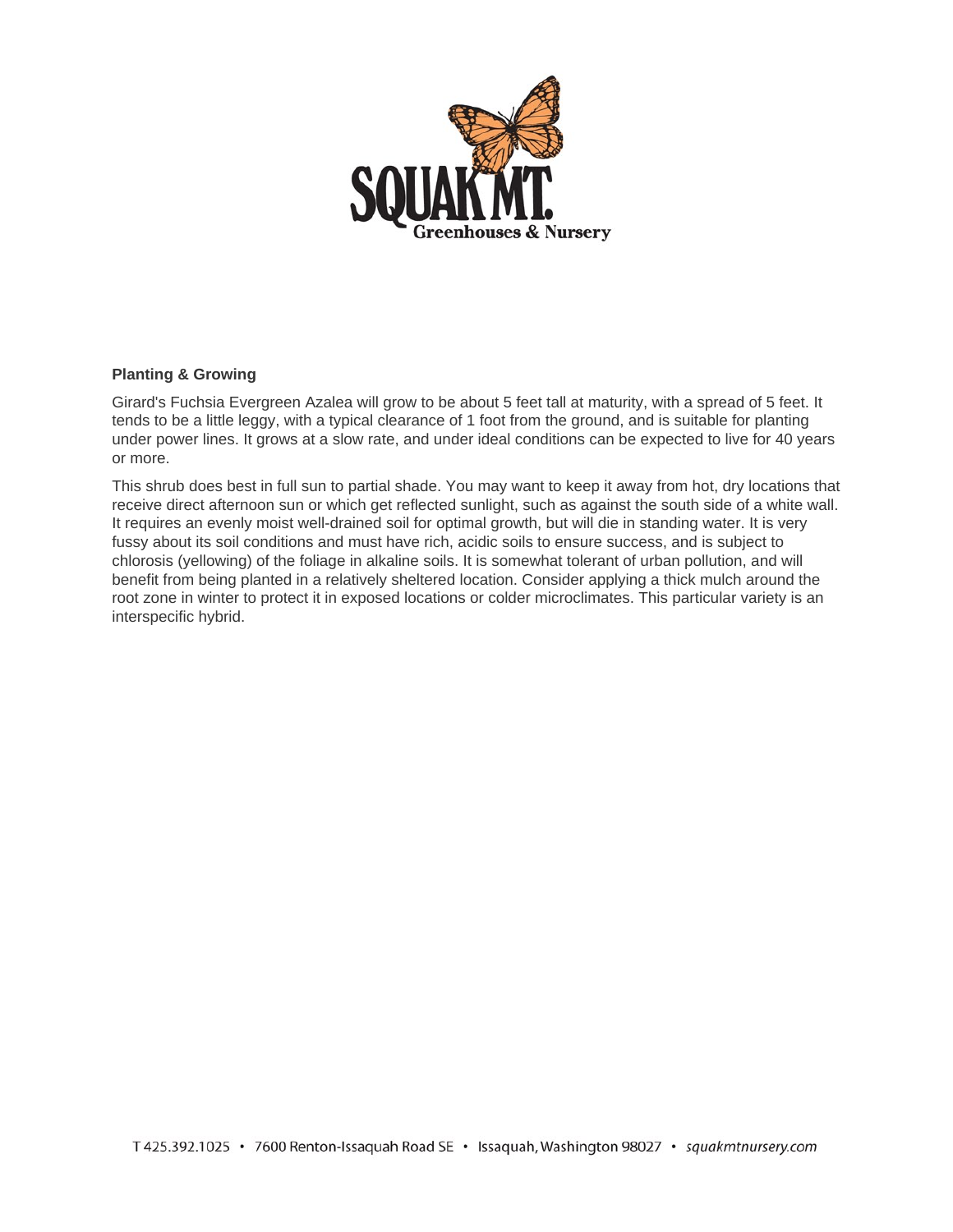**Planting & Growing**

Girard's Fuchsia Evergreen Azalea will grow to be about 5 feet tall at maturity, with a spread of 5 feet. It tends to be a little leggy, with a typical clearance of 1 foot from the ground, and is suitable for planting under power lines. It grows at a slow rate, and under ideal conditions can be expected to live for 40 years or more.

This shrub does best in full sun to partial shade. You may want to keep it away from hot, dry locations that receive direct afternoon sun or which get reflected sunlight, such as against the south side of a white wall. It requires an evenly moist well-drained soil for optimal growth, but will die in standing water. It is very fussy about its soil conditions and must have rich, acidic soils to ensure success, and is subject to chlorosis (yellowing) of the foliage in alkaline soils. It is somewhat tolerant of urban pollution, and will benefit from being planted in a relatively sheltered location. Consider applying a thick mulch around the root zone in winter to protect it in exposed locations or colder microclimates. This particular variety is an interspecific hybrid.